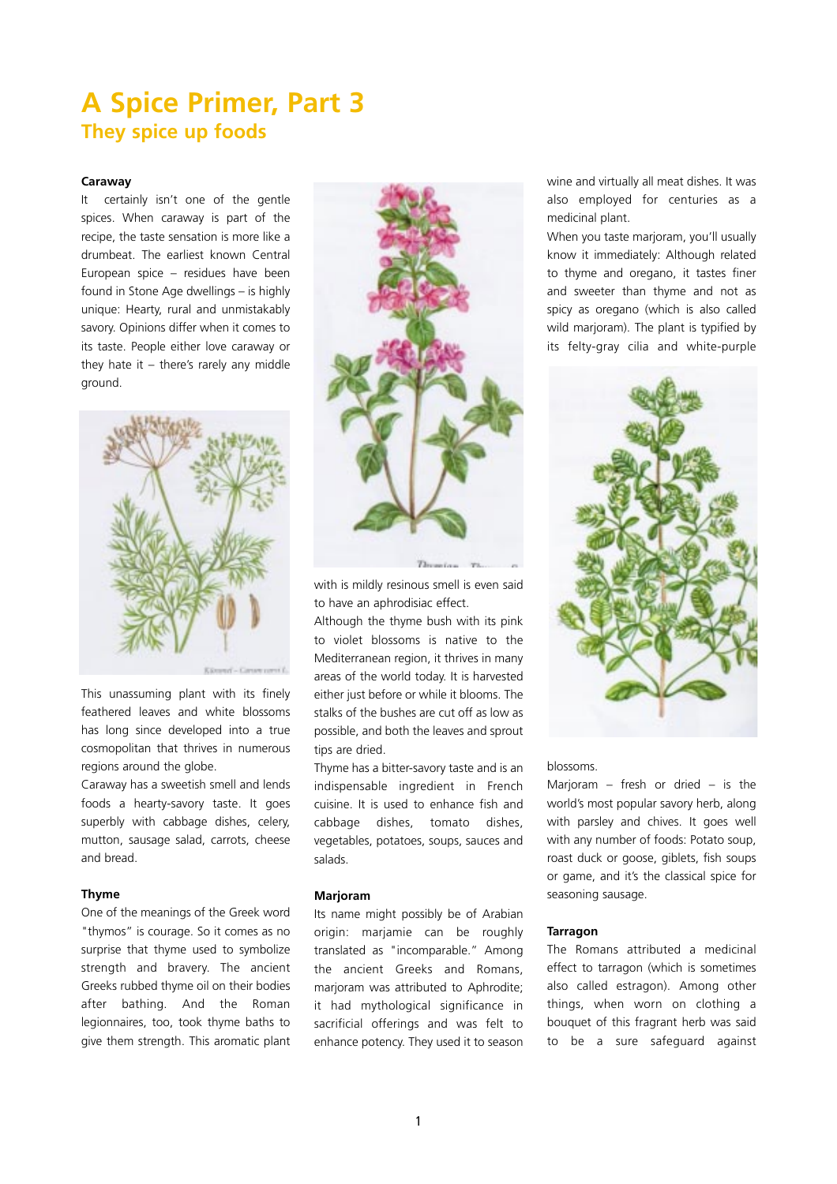# A Spice Primer, Part 3

## They spice up foods

### Caraway

It certainly isn't one of the gentle spices. When caraway is part of the recipe, the taste sensation is more like a drumbeat. The earliest known Central European spice – residues have been found in Stone Age dwellings – is highly unique: Hearty, rural and unmistakably savory. Opinions differ when it comes to its taste. People either love caraway or they hate it – there's rarely any middle ground.

This unassuming plant with its finely feathered leaves and white blossoms has long since developed into a true cosmopolitan that thrives in numerous regions around the globe.

Caraway has a sweetish smell and lends foods a hearty-savory taste. It goes superbly with cabbage dishes, celery, mutton, sausage salad, carrots, cheese and bread.

### Thyme

One of the meanings of the Greek word "thymos" is courage. So it comes as no surprise that thyme used to symbolize strength and bravery. The ancient Greeks rubbed thyme oil on their bodies after bathing. And the Roman legionnaires, too, took thyme baths to give them strength. This aromatic plant with is mildly resinous smell is even said to have an aphrodisiac effect.

Although the thyme bush with its pink to violet blossoms is native to the Mediterranean region, it thrives in many areas of the world today. It is harvested either just before or while it blooms. The stalks of the bushes are cut off as low as possible, and both the leaves and sprout tips are dried.

Thyme has a bitter-savory taste and is an indispensable ingredient in French cuisine. It is used to enhance fish and cabbage dishes, tomato dishes, vegetables, potatoes, soups, sauces and salads.

### Marjoram

Its name might possibly be of Arabian origin: marjamie can be roughly translated as "incomparable." Among the ancient Greeks and Romans, marjoram was attributed to Aphrodite; it had mythological significance in sacrificial offerings and was felt to enhance potency. They used it to season wine and virtually all meat dishes. It was also employed for centuries as a medicinal plant.

When you taste marjoram, you'll usually know it immediately: Although related to thyme and oregano, it tastes finer and sweeter than thyme and not as spicy as oregano (which is also called wild marjoram). The plant is typified by its felty-gray cilia and white-purple blossoms.

Marjoram – fresh or dried – is the world's most popular savory herb, along with parsley and chives. It goes well with any number of foods: Potato soup, roast duck or goose, giblets, fish soups or game, and it's the classical spice for seasoning sausage.

### Tarragon

The Romans attributed a medicinal effect to tarragon (which is sometimes also called estragon). Among other things, when worn on clothing a bouquet of this fragrant herb was said to be a sure safeguard against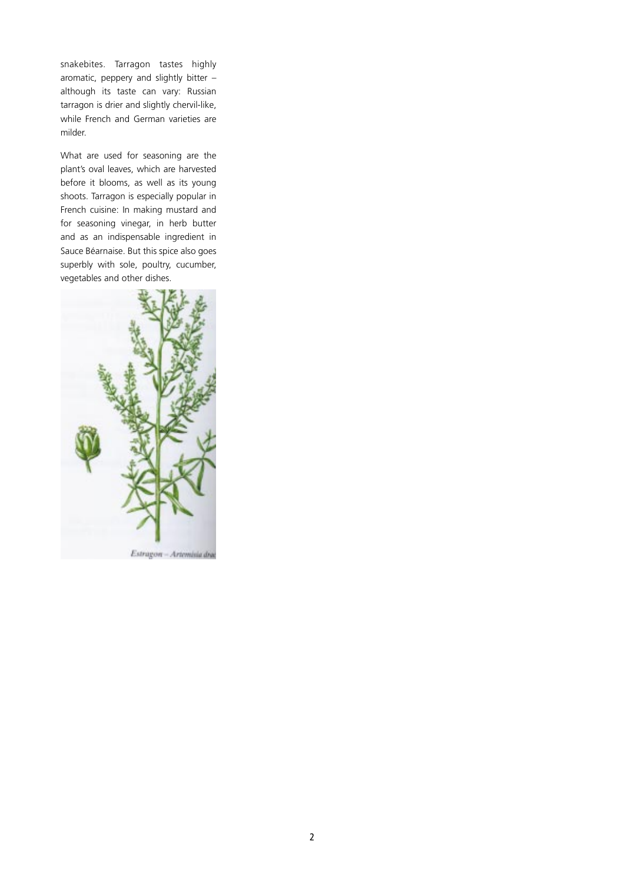snakebites. Tarragon tastes highly aromatic, peppery and slightly bitter – although its taste can vary: Russian tarragon is drier and slightly chervil-like, while French and German varieties are milder.

What are used for seasoning are the plant's oval leaves, which are harvested before it blooms, as well as its young shoots. Tarragon is especially popular in French cuisine: In making mustard and for seasoning vinegar, in herb butter and as an indispensable ingredient in Sauce Béarnaise. But this spice also goes superbly with sole, poultry, cucumber, vegetables and other dishes.

*Estragon – Artemisia drac*